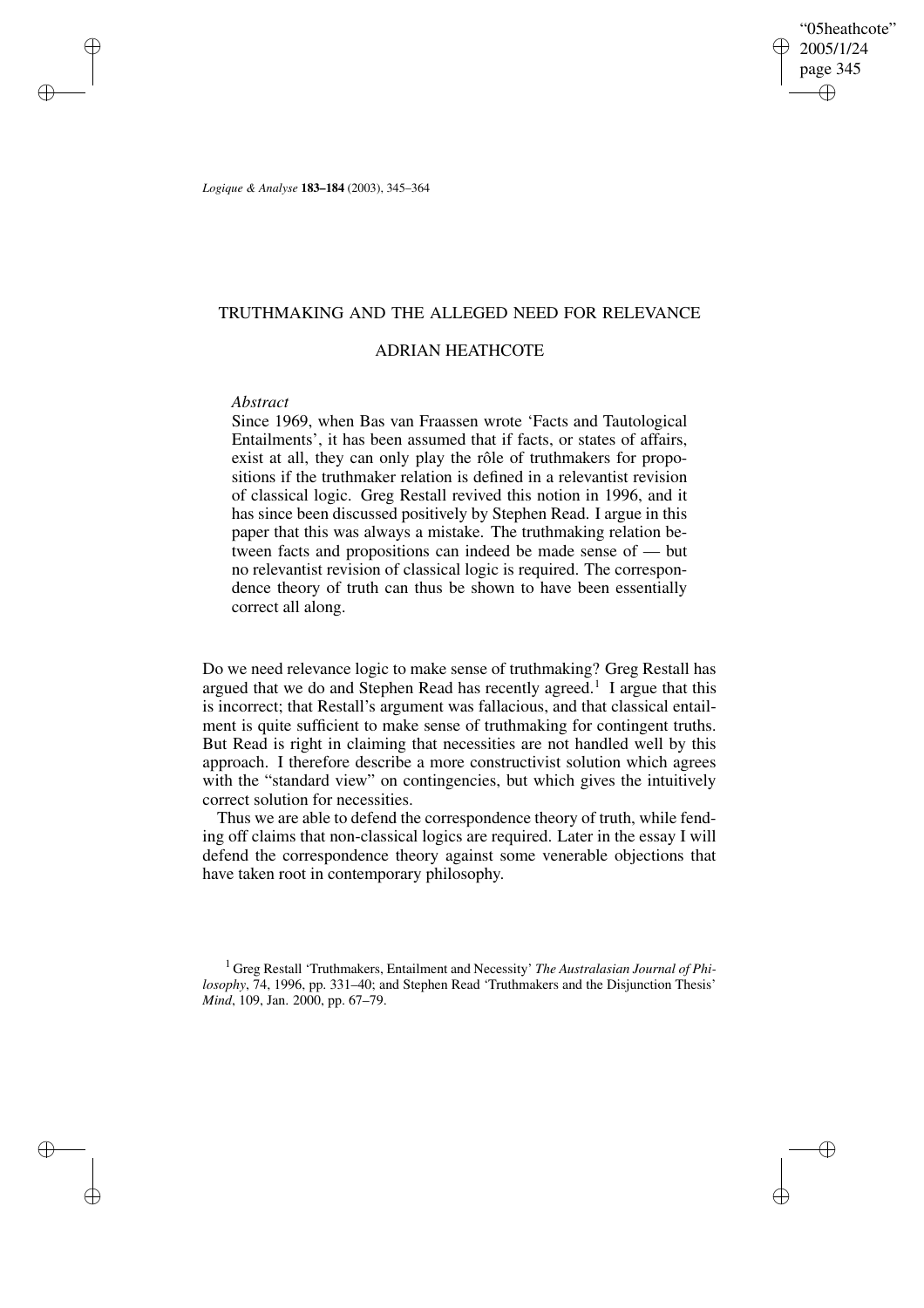# TRUTHMAKING AND THE ALLEGED NEED FOR RELEVANCE

## ADRIAN HEATHCOTE

*Abstract*

Since 1969, when Bas van Fraassen wrote 'Facts and Tautological Entailments', it has been assumed that if facts, or states of affairs, exist at all, they can only play the rôle of truthmakers for propositions if the truthmaker relation is defined in a relevantist revision of classical logic. Greg Restall revived this notion in 1996, and it has since been discussed positively by Stephen Read. I argue in this paper that this was always a mistake. The truthmaking relation between facts and propositions can indeed be made sense of — but no relevantist revision of classical logic is required. The correspondence theory of truth can thus be shown to have been essentially correct all along.

Do we need relevance logic to make sense of truthmaking? Greg Restall has argued that we do and Stephen Read has recently agreed.[1] I argue that this is incorrect; that Restall's argument was fallacious, and that classical entailment is quite sufficient to make sense of truthmaking for contingent truths. But Read is right in claiming that necessities are not handled well by this approach. I therefore describe a more constructivist solution which agrees with the "standard view" on contingencies, but which gives the intuitively correct solution for necessities.

Thus we are able to defend the correspondence theory of truth, while fending off claims that non-classical logics are required. Later in the essay I will defend the correspondence theory against some venerable objections that have taken root in contemporary philosophy.

[1] Greg Restall 'Truthmakers, Entailment and Necessity' *The Australasian Journal of Philosophy*, 74, 1996, pp. 331–40; and Stephen Read 'Truthmakers and the Disjunction Thesis' *Mind*, 109, Jan. 2000, pp. 67–79.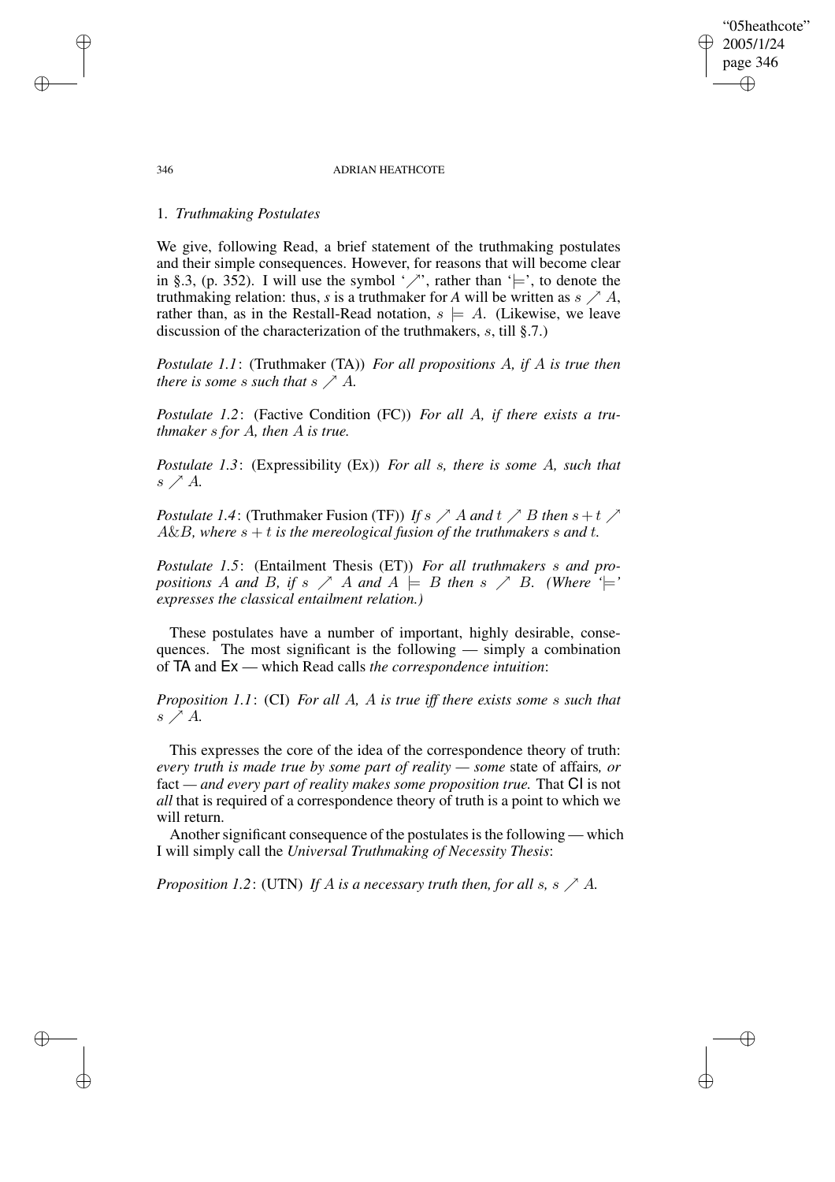## 1. *Truthmaking Postulates*

We give, following Read, a brief statement of the truthmaking postulates and their simple consequences. However, for reasons that will become clear in §.3, (p. 352). I will use the symbol '$\nearrow$', rather than '$\models$', to denote the truthmaking relation: thus, *s* is a truthmaker for *A* will be written as $s \nearrow A$, rather than, as in the Restall-Read notation, $s \models A$. (Likewise, we leave discussion of the characterization of the truthmakers, $s$, till §.7.)

*Postulate 1.1*: (Truthmaker (TA)) *For all propositions $A$, if $A$ is true then there is some $s$ such that $s \nearrow A$.*

*Postulate 1.2*: (Factive Condition (FC)) *For all $A$, if there exists a truthmaker $s$ for $A$, then $A$ is true.*

*Postulate 1.3*: (Expressibility (Ex)) *For all $s$, there is some $A$, such that $s \nearrow A$.*

*Postulate 1.4*: (Truthmaker Fusion (TF)) *If $s \nearrow A$ and $t \nearrow B$ then $s + t \nearrow A\&B$, where $s + t$ is the mereological fusion of the truthmakers $s$ and $t$.*

*Postulate 1.5*: (Entailment Thesis (ET)) *For all truthmakers $s$ and propositions $A$ and $B$, if $s \nearrow A$ and $A \models B$ then $s \nearrow B$. (Where '$\models$' expresses the classical entailment relation.)*

These postulates have a number of important, highly desirable, consequences. The most significant is the following — simply a combination of TA and Ex — which Read calls *the correspondence intuition*:

*Proposition 1.1*: (CI) *For all $A$, $A$ is true iff there exists some $s$ such that $s \nearrow A$.*

This expresses the core of the idea of the correspondence theory of truth: *every truth is made true by some part of reality — some* state of affairs*, or* fact *— and every part of reality makes some proposition true.* That CI is not *all* that is required of a correspondence theory of truth is a point to which we will return.

Another significant consequence of the postulates is the following — which I will simply call the *Universal Truthmaking of Necessity Thesis*:

*Proposition 1.2*: (UTN) *If $A$ is a necessary truth then, for all $s$, $s \nearrow A$.*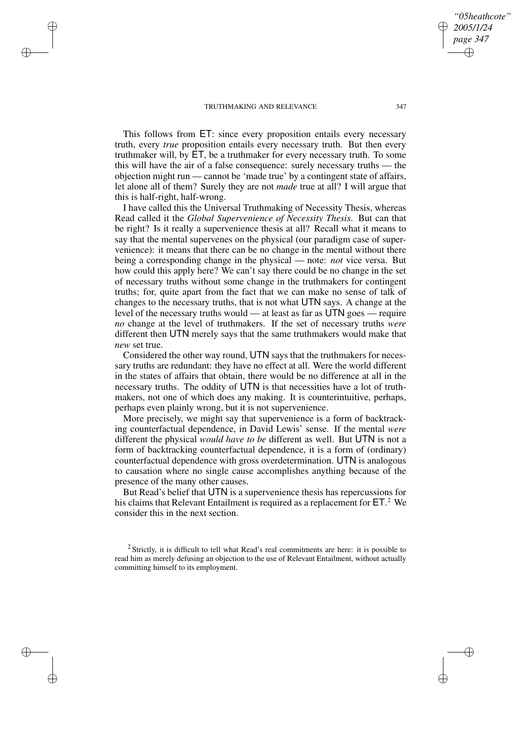This follows from ET: since every proposition entails every necessary truth, every *true* proposition entails every necessary truth. But then every truthmaker will, by ET, be a truthmaker for every necessary truth. To some this will have the air of a false consequence: surely necessary truths — the objection might run — cannot be 'made true' by a contingent state of affairs, let alone all of them? Surely they are not *made* true at all? I will argue that this is half-right, half-wrong.

I have called this the Universal Truthmaking of Necessity Thesis, whereas Read called it the *Global Supervenience of Necessity Thesis*. But can that be right? Is it really a supervenience thesis at all? Recall what it means to say that the mental supervenes on the physical (our paradigm case of supervenience): it means that there can be no change in the mental without there being a corresponding change in the physical — note: *not* vice versa. But how could this apply here? We can't say there could be no change in the set of necessary truths without some change in the truthmakers for contingent truths; for, quite apart from the fact that we can make no sense of talk of changes to the necessary truths, that is not what UTN says. A change at the level of the necessary truths would — at least as far as UTN goes — require *no* change at the level of truthmakers. If the set of necessary truths *were* different then UTN merely says that the same truthmakers would make that *new* set true.

Considered the other way round, UTN says that the truthmakers for necessary truths are redundant: they have no effect at all. Were the world different in the states of affairs that obtain, there would be no difference at all in the necessary truths. The oddity of UTN is that necessities have a lot of truthmakers, not one of which does any making. It is counterintuitive, perhaps, perhaps even plainly wrong, but it is not supervenience.

More precisely, we might say that supervenience is a form of backtracking counterfactual dependence, in David Lewis' sense. If the mental *were* different the physical *would have to be* different as well. But UTN is not a form of backtracking counterfactual dependence, it is a form of (ordinary) counterfactual dependence with gross overdetermination. UTN is analogous to causation where no single cause accomplishes anything because of the presence of the many other causes.

But Read's belief that UTN is a supervenience thesis has repercussions for his claims that Relevant Entailment is required as a replacement for ET.[2] We consider this in the next section.

[2] Strictly, it is difficult to tell what Read's real commitments are here: it is possible to read him as merely defusing an objection to the use of Relevant Entailment, without actually committing himself to its employment.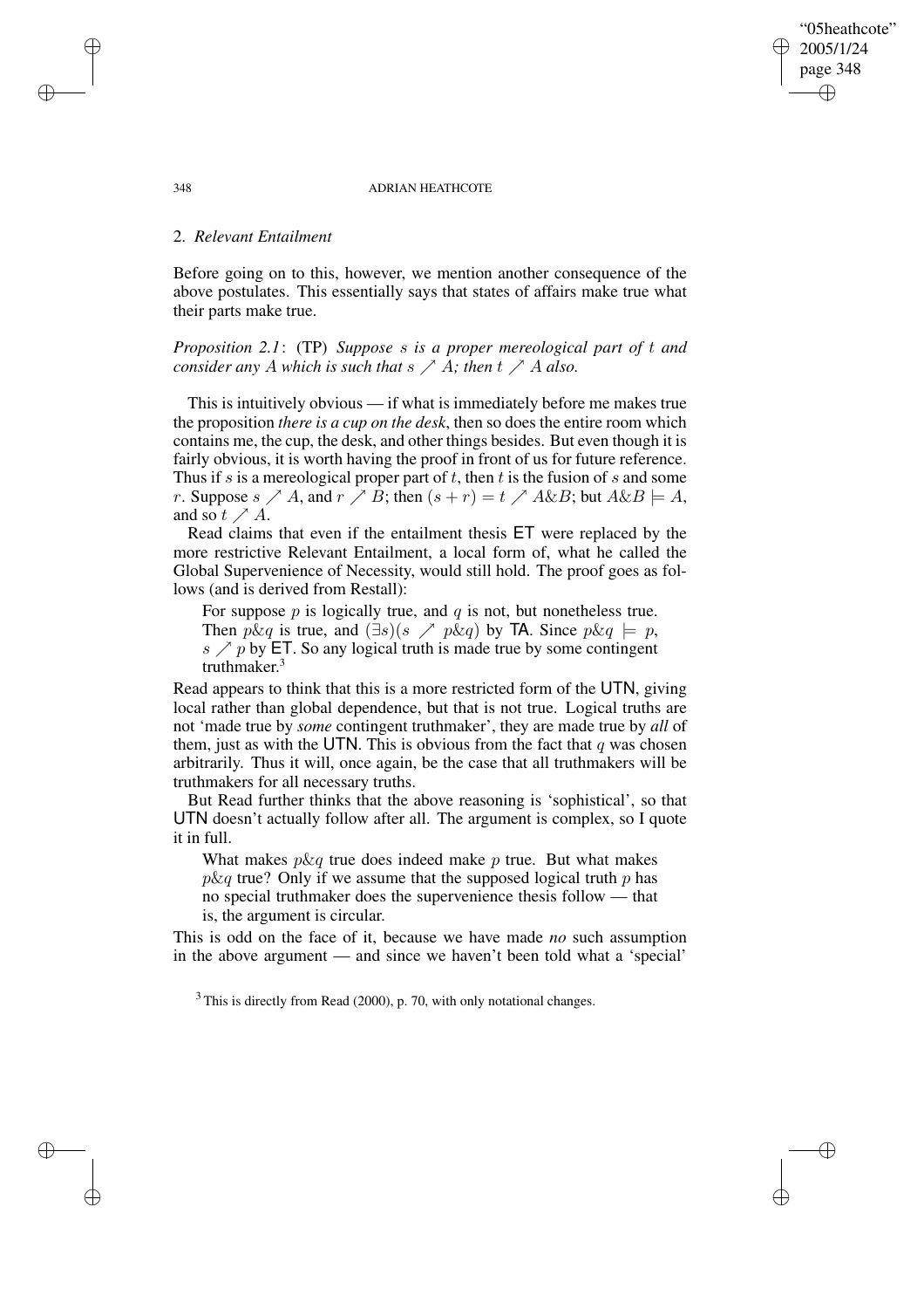## 2. *Relevant Entailment*

Before going on to this, however, we mention another consequence of the above postulates. This essentially says that states of affairs make true what their parts make true.

*Proposition 2.1*: (TP) *Suppose $s$ is a proper mereological part of $t$ and consider any $A$ which is such that $s \nearrow A$; then $t \nearrow A$ also.*

This is intuitively obvious — if what is immediately before me makes true the proposition *there is a cup on the desk*, then so does the entire room which contains me, the cup, the desk, and other things besides. But even though it is fairly obvious, it is worth having the proof in front of us for future reference. Thus if $s$ is a mereological proper part of $t$, then $t$ is the fusion of $s$ and some $r$. Suppose $s \nearrow A$, and $r \nearrow B$; then $(s + r) = t \nearrow A\&B$; but $A\&B \models A$, and so $t \nearrow A$.

Read claims that even if the entailment thesis ET were replaced by the more restrictive Relevant Entailment, a local form of, what he called the Global Supervenience of Necessity, would still hold. The proof goes as follows (and is derived from Restall):

> For suppose $p$ is logically true, and $q$ is not, but nonetheless true. Then $p\&q$ is true, and $(\exists s)(s \nearrow p\&q)$ by TA. Since $p\&q \models p$, $s \nearrow p$ by ET. So any logical truth is made true by some contingent truthmaker.[3]

Read appears to think that this is a more restricted form of the UTN, giving local rather than global dependence, but that is not true. Logical truths are not 'made true by *some* contingent truthmaker', they are made true by *all* of them, just as with the UTN. This is obvious from the fact that $q$ was chosen arbitrarily. Thus it will, once again, be the case that all truthmakers will be truthmakers for all necessary truths.

But Read further thinks that the above reasoning is 'sophistical', so that UTN doesn't actually follow after all. The argument is complex, so I quote it in full.

> What makes $p\&q$ true does indeed make $p$ true. But what makes $p\&q$ true? Only if we assume that the supposed logical truth $p$ has no special truthmaker does the supervenience thesis follow — that is, the argument is circular.

This is odd on the face of it, because we have made *no* such assumption in the above argument — and since we haven't been told what a 'special'

[3] This is directly from Read (2000), p. 70, with only notational changes.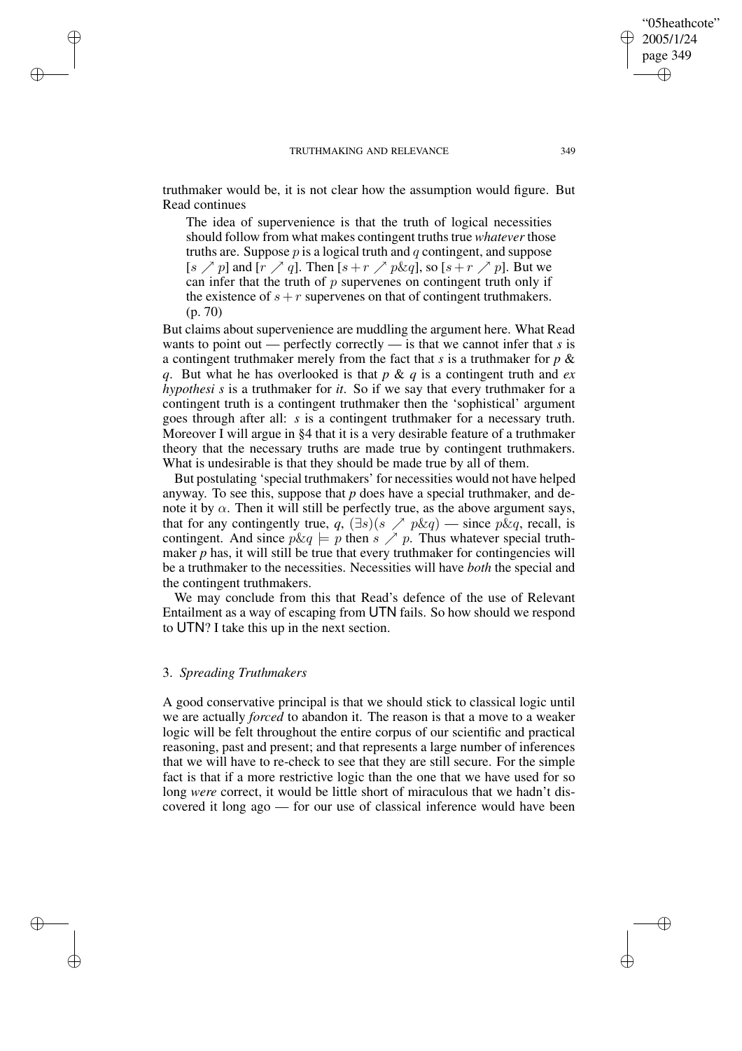truthmaker would be, it is not clear how the assumption would figure. But Read continues

> The idea of supervenience is that the truth of logical necessities should follow from what makes contingent truths true *whatever* those truths are. Suppose $p$ is a logical truth and $q$ contingent, and suppose $[s \nearrow p]$ and $[r \nearrow q]$. Then $[s + r \nearrow p\&q]$, so $[s + r \nearrow p]$. But we can infer that the truth of $p$ supervenes on contingent truth only if the existence of $s + r$ supervenes on that of contingent truthmakers. (p. 70)

But claims about supervenience are muddling the argument here. What Read wants to point out — perfectly correctly — is that we cannot infer that *s* is a contingent truthmaker merely from the fact that *s* is a truthmaker for *p* & *q*. But what he has overlooked is that *p* & *q* is a contingent truth and *ex hypothesi s* is a truthmaker for *it*. So if we say that every truthmaker for a contingent truth is a contingent truthmaker then the 'sophistical' argument goes through after all: $s$ is a contingent truthmaker for a necessary truth. Moreover I will argue in §4 that it is a very desirable feature of a truthmaker theory that the necessary truths are made true by contingent truthmakers. What is undesirable is that they should be made true by all of them.

But postulating 'special truthmakers' for necessities would not have helped anyway. To see this, suppose that *p* does have a special truthmaker, and denote it by $\alpha$. Then it will still be perfectly true, as the above argument says, that for any contingently true, *q*, $(\exists s)(s \nearrow p\&q)$ — since $p\&q$, recall, is contingent. And since $p\&q \models p$ then $s \nearrow p$. Thus whatever special truthmaker *p* has, it will still be true that every truthmaker for contingencies will be a truthmaker to the necessities. Necessities will have *both* the special and the contingent truthmakers.

We may conclude from this that Read's defence of the use of Relevant Entailment as a way of escaping from UTN fails. So how should we respond to UTN? I take this up in the next section.

## 3. *Spreading Truthmakers*

A good conservative principal is that we should stick to classical logic until we are actually *forced* to abandon it. The reason is that a move to a weaker logic will be felt throughout the entire corpus of our scientific and practical reasoning, past and present; and that represents a large number of inferences that we will have to re-check to see that they are still secure. For the simple fact is that if a more restrictive logic than the one that we have used for so long *were* correct, it would be little short of miraculous that we hadn't discovered it long ago — for our use of classical inference would have been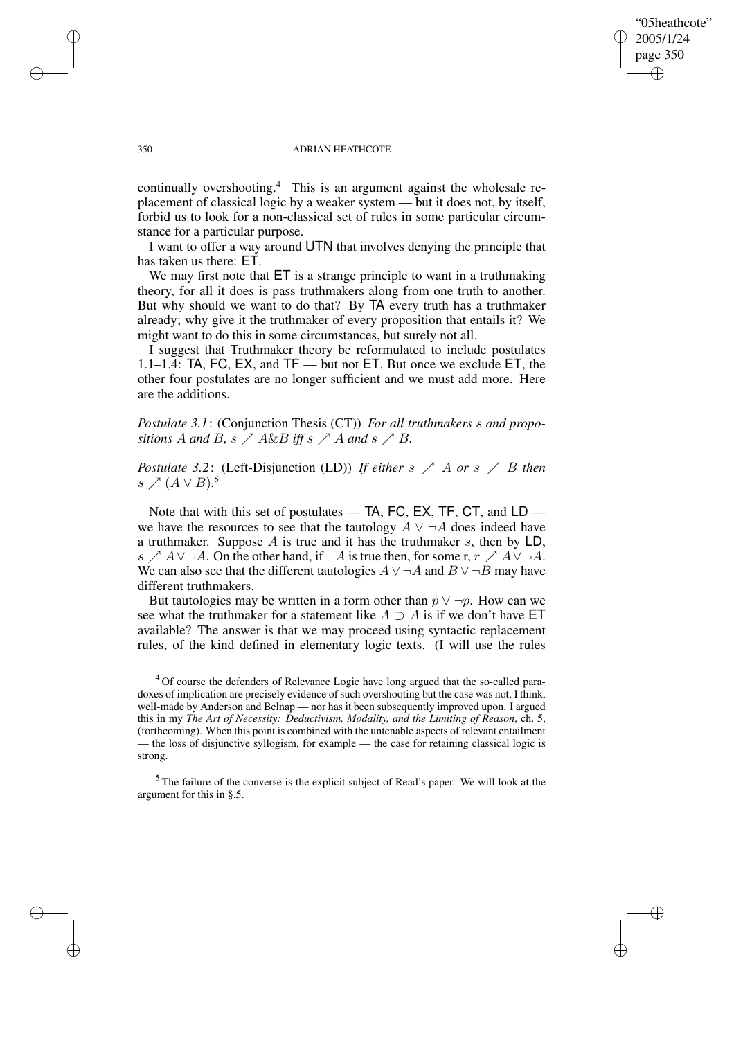continually overshooting.[4] This is an argument against the wholesale replacement of classical logic by a weaker system — but it does not, by itself, forbid us to look for a non-classical set of rules in some particular circumstance for a particular purpose.

I want to offer a way around UTN that involves denying the principle that has taken us there: ET.

We may first note that ET is a strange principle to want in a truthmaking theory, for all it does is pass truthmakers along from one truth to another. But why should we want to do that? By TA every truth has a truthmaker already; why give it the truthmaker of every proposition that entails it? We might want to do this in some circumstances, but surely not all.

I suggest that Truthmaker theory be reformulated to include postulates 1.1–1.4: TA, FC, EX, and TF — but not ET. But once we exclude ET, the other four postulates are no longer sufficient and we must add more. Here are the additions.

*Postulate 3.1*: (Conjunction Thesis (CT)) *For all truthmakers $s$ and propositions $A$ and $B$, $s \nearrow A \& B$ iff $s \nearrow A$ and $s \nearrow B$.*

*Postulate 3.2*: (Left-Disjunction (LD)) *If either $s \nearrow A$ or $s \nearrow B$ then $s \nearrow (A \vee B)$.*[5]

Note that with this set of postulates — TA, FC, EX, TF, CT, and LD — we have the resources to see that the tautology $A \vee \neg A$ does indeed have a truthmaker. Suppose $A$ is true and it has the truthmaker $s$, then by LD, $s \nearrow A \vee \neg A$. On the other hand, if $\neg A$ is true then, for some r, $r \nearrow A \vee \neg A$. We can also see that the different tautologies $A \vee \neg A$ and $B \vee \neg B$ may have different truthmakers.

But tautologies may be written in a form other than $p \vee \neg p$. How can we see what the truthmaker for a statement like $A \supset A$ is if we don't have ET available? The answer is that we may proceed using syntactic replacement rules, of the kind defined in elementary logic texts. (I will use the rules

[4] Of course the defenders of Relevance Logic have long argued that the so-called paradoxes of implication are precisely evidence of such overshooting but the case was not, I think, well-made by Anderson and Belnap — nor has it been subsequently improved upon. I argued this in my *The Art of Necessity: Deductivism, Modality, and the Limiting of Reason*, ch. 5, (forthcoming). When this point is combined with the untenable aspects of relevant entailment — the loss of disjunctive syllogism, for example — the case for retaining classical logic is strong.

[5] The failure of the converse is the explicit subject of Read's paper. We will look at the argument for this in §.5.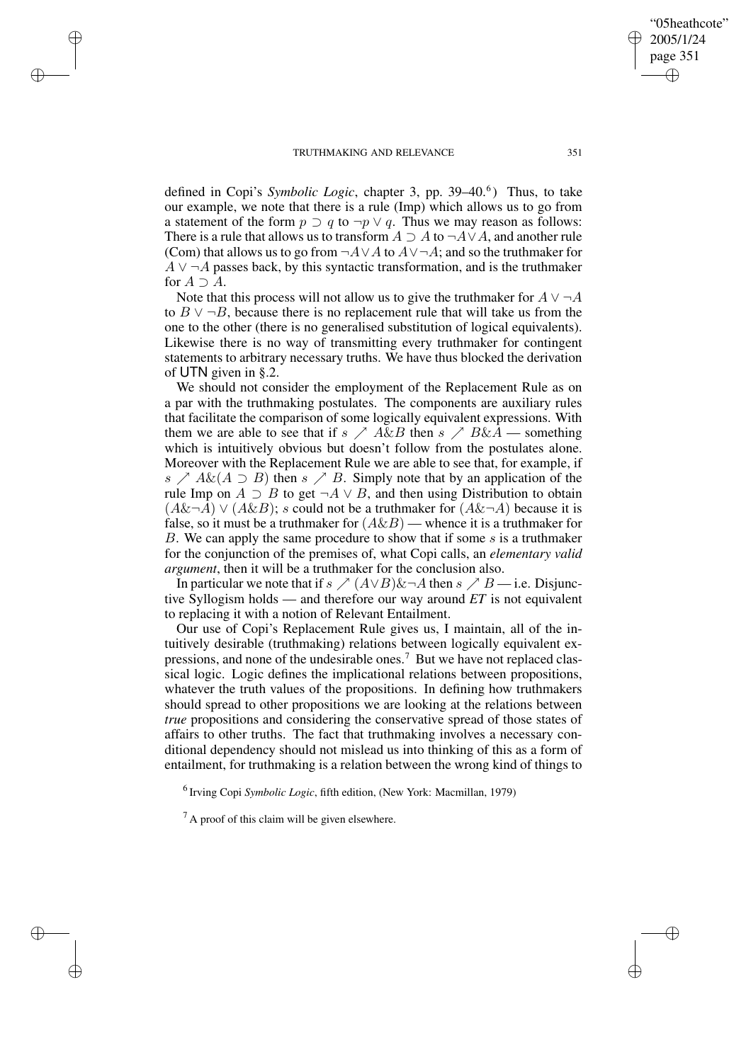defined in Copi's *Symbolic Logic*, chapter 3, pp. 39–40.[6]) Thus, to take our example, we note that there is a rule (Imp) which allows us to go from a statement of the form $p \supset q$ to $\neg p \vee q$. Thus we may reason as follows: There is a rule that allows us to transform $A \supset A$ to $\neg A \vee A$, and another rule (Com) that allows us to go from $\neg A \vee A$ to $A \vee \neg A$; and so the truthmaker for $A \vee \neg A$ passes back, by this syntactic transformation, and is the truthmaker for $A \supset A$.

Note that this process will not allow us to give the truthmaker for $A \vee \neg A$ to $B \vee \neg B$, because there is no replacement rule that will take us from the one to the other (there is no generalised substitution of logical equivalents). Likewise there is no way of transmitting every truthmaker for contingent statements to arbitrary necessary truths. We have thus blocked the derivation of UTN given in §.2.

We should not consider the employment of the Replacement Rule as on a par with the truthmaking postulates. The components are auxiliary rules that facilitate the comparison of some logically equivalent expressions. With them we are able to see that if $s \nearrow A \& B$ then $s \nearrow B \& A$ — something which is intuitively obvious but doesn't follow from the postulates alone. Moreover with the Replacement Rule we are able to see that, for example, if $s \nearrow A \& (A \supset B)$ then $s \nearrow B$. Simply note that by an application of the rule Imp on $A \supset B$ to get $\neg A \vee B$, and then using Distribution to obtain $(A \& \neg A) \vee (A \& B)$; $s$ could not be a truthmaker for $(A \& \neg A)$ because it is false, so it must be a truthmaker for $(A \& B)$ — whence it is a truthmaker for $B$. We can apply the same procedure to show that if some $s$ is a truthmaker for the conjunction of the premises of, what Copi calls, an *elementary valid argument*, then it will be a truthmaker for the conclusion also.

In particular we note that if $s \nearrow (A \vee B) \& \neg A$ then $s \nearrow B$ — i.e. Disjunctive Syllogism holds — and therefore our way around *ET* is not equivalent to replacing it with a notion of Relevant Entailment.

Our use of Copi's Replacement Rule gives us, I maintain, all of the intuitively desirable (truthmaking) relations between logically equivalent expressions, and none of the undesirable ones.[7] But we have not replaced classical logic. Logic defines the implicational relations between propositions, whatever the truth values of the propositions. In defining how truthmakers should spread to other propositions we are looking at the relations between *true* propositions and considering the conservative spread of those states of affairs to other truths. The fact that truthmaking involves a necessary conditional dependency should not mislead us into thinking of this as a form of entailment, for truthmaking is a relation between the wrong kind of things to

[6] Irving Copi *Symbolic Logic*, fifth edition, (New York: Macmillan, 1979)

[7] A proof of this claim will be given elsewhere.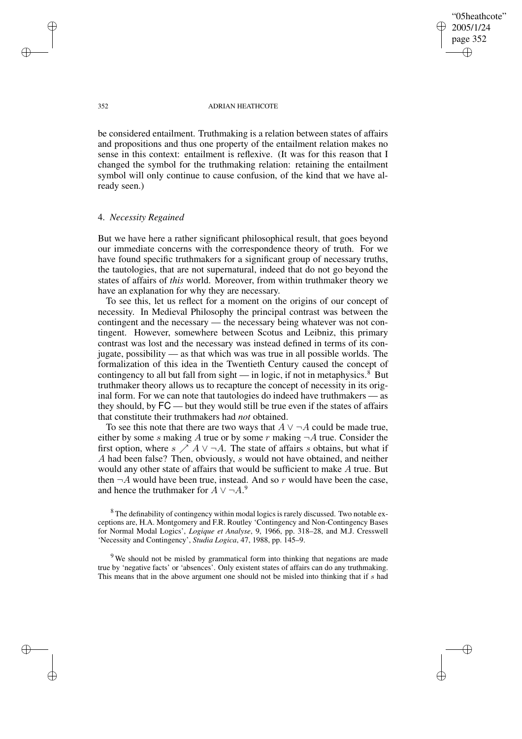be considered entailment. Truthmaking is a relation between states of affairs and propositions and thus one property of the entailment relation makes no sense in this context: entailment is reflexive. (It was for this reason that I changed the symbol for the truthmaking relation: retaining the entailment symbol will only continue to cause confusion, of the kind that we have already seen.)

## 4. *Necessity Regained*

But we have here a rather significant philosophical result, that goes beyond our immediate concerns with the correspondence theory of truth. For we have found specific truthmakers for a significant group of necessary truths, the tautologies, that are not supernatural, indeed that do not go beyond the states of affairs of *this* world. Moreover, from within truthmaker theory we have an explanation for why they are necessary.

To see this, let us reflect for a moment on the origins of our concept of necessity. In Medieval Philosophy the principal contrast was between the contingent and the necessary — the necessary being whatever was not contingent. However, somewhere between Scotus and Leibniz, this primary contrast was lost and the necessary was instead defined in terms of its conjugate, possibility — as that which was was true in all possible worlds. The formalization of this idea in the Twentieth Century caused the concept of contingency to all but fall from sight — in logic, if not in metaphysics.[8] But truthmaker theory allows us to recapture the concept of necessity in its original form. For we can note that tautologies do indeed have truthmakers — as they should, by FC — but they would still be true even if the states of affairs that constitute their truthmakers had *not* obtained.

To see this note that there are two ways that $A \vee \neg A$ could be made true, either by some $s$ making $A$ true or by some $r$ making $\neg A$ true. Consider the first option, where $s \nearrow A \vee \neg A$. The state of affairs $s$ obtains, but what if $A$ had been false? Then, obviously, $s$ would not have obtained, and neither would any other state of affairs that would be sufficient to make $A$ true. But then $\neg A$ would have been true, instead. And so $r$ would have been the case, and hence the truthmaker for $A \vee \neg A$.[9]

[8] The definability of contingency within modal logics is rarely discussed. Two notable exceptions are, H.A. Montgomery and F.R. Routley 'Contingency and Non-Contingency Bases for Normal Modal Logics', *Logique et Analyse*, 9, 1966, pp. 318–28, and M.J. Cresswell 'Necessity and Contingency', *Studia Logica*, 47, 1988, pp. 145–9.

[9] We should not be misled by grammatical form into thinking that negations are made true by 'negative facts' or 'absences'. Only existent states of affairs can do any truthmaking. This means that in the above argument one should not be misled into thinking that if $s$ had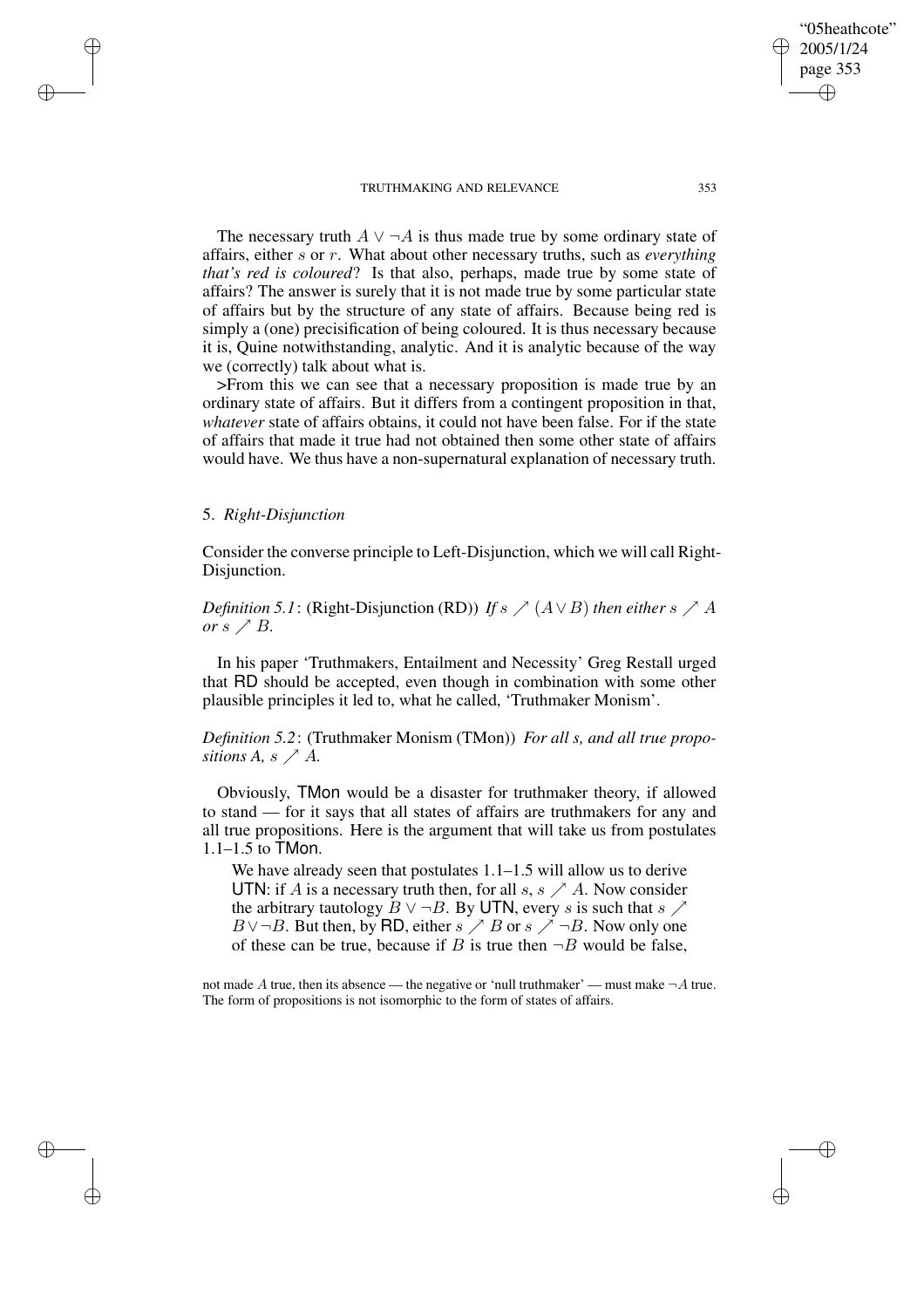The necessary truth $A \vee \neg A$ is thus made true by some ordinary state of affairs, either $s$ or $r$. What about other necessary truths, such as *everything that's red is coloured*? Is that also, perhaps, made true by some state of affairs? The answer is surely that it is not made true by some particular state of affairs but by the structure of any state of affairs. Because being red is simply a (one) precisification of being coloured. It is thus necessary because it is, Quine notwithstanding, analytic. And it is analytic because of the way we (correctly) talk about what is.

>From this we can see that a necessary proposition is made true by an ordinary state of affairs. But it differs from a contingent proposition in that, *whatever* state of affairs obtains, it could not have been false. For if the state of affairs that made it true had not obtained then some other state of affairs would have. We thus have a non-supernatural explanation of necessary truth.

## 5. *Right-Disjunction*

Consider the converse principle to Left-Disjunction, which we will call Right-Disjunction.

*Definition 5.1*: (Right-Disjunction (RD)) *If $s \nearrow (A \vee B)$ then either $s \nearrow A$ or $s \nearrow B$.*

In his paper 'Truthmakers, Entailment and Necessity' Greg Restall urged that RD should be accepted, even though in combination with some other plausible principles it led to, what he called, 'Truthmaker Monism'.

*Definition 5.2*: (Truthmaker Monism (TMon)) *For all s, and all true propositions A, $s \nearrow A$.*

Obviously, TMon would be a disaster for truthmaker theory, if allowed to stand — for it says that all states of affairs are truthmakers for any and all true propositions. Here is the argument that will take us from postulates 1.1–1.5 to TMon.

> We have already seen that postulates 1.1–1.5 will allow us to derive UTN: if $A$ is a necessary truth then, for all $s$, $s \nearrow A$. Now consider the arbitrary tautology $B \vee \neg B$. By UTN, every $s$ is such that $s \nearrow B \vee \neg B$. But then, by RD, either $s \nearrow B$ or $s \nearrow \neg B$. Now only one of these can be true, because if $B$ is true then $\neg B$ would be false,

not made $A$ true, then its absence — the negative or 'null truthmaker' — must make $\neg A$ true. The form of propositions is not isomorphic to the form of states of affairs.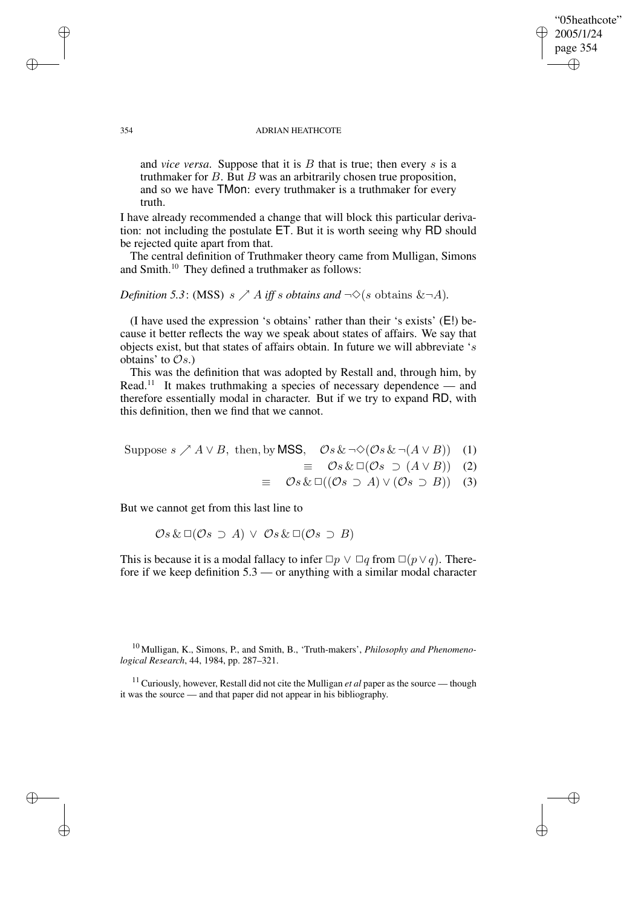and *vice versa*. Suppose that it is $B$ that is true; then every $s$ is a truthmaker for $B$. But $B$ was an arbitrarily chosen true proposition, and so we have TMon: every truthmaker is a truthmaker for every truth.

I have already recommended a change that will block this particular derivation: not including the postulate ET. But it is worth seeing why RD should be rejected quite apart from that.

The central definition of Truthmaker theory came from Mulligan, Simons and Smith.[10] They defined a truthmaker as follows:

*Definition 5.3*: (MSS) $s \nearrow A$ *iff s obtains and* $\neg\Diamond(s \text{ obtains } \& \neg A)$.

(I have used the expression 's obtains' rather than their 's exists' (E!) because it better reflects the way we speak about states of affairs. We say that objects exist, but that states of affairs obtain. In future we will abbreviate '$s$ obtains' to $\mathcal{O}s$.)

This was the definition that was adopted by Restall and, through him, by Read.[11] It makes truthmaking a species of necessary dependence — and therefore essentially modal in character. But if we try to expand RD, with this definition, then we find that we cannot.

$$\text{Suppose } s \nearrow A \vee B, \text{ then, by } \mathsf{MSS}, \quad \mathcal{O}s \,\&\, \neg\Diamond(\mathcal{O}s \,\&\, \neg(A \vee B)) \quad (1)$$

$$\equiv \quad \mathcal{O}s \,\&\, \Box(\mathcal{O}s \supset (A \vee B)) \quad (2)$$

$$\equiv \quad \mathcal{O}s \,\&\, \Box((\mathcal{O}s \supset A) \vee (\mathcal{O}s \supset B)) \quad (3)$$

But we cannot get from this last line to

$$\mathcal{O}s \,\&\, \Box(\mathcal{O}s \supset A) \;\vee\; \mathcal{O}s \,\&\, \Box(\mathcal{O}s \supset B)$$

This is because it is a modal fallacy to infer $\Box p \vee \Box q$ from $\Box(p \vee q)$. Therefore if we keep definition 5.3 — or anything with a similar modal character

[10] Mulligan, K., Simons, P., and Smith, B., 'Truth-makers', *Philosophy and Phenomenological Research*, 44, 1984, pp. 287–321.

[11] Curiously, however, Restall did not cite the Mulligan *et al* paper as the source — though it was the source — and that paper did not appear in his bibliography.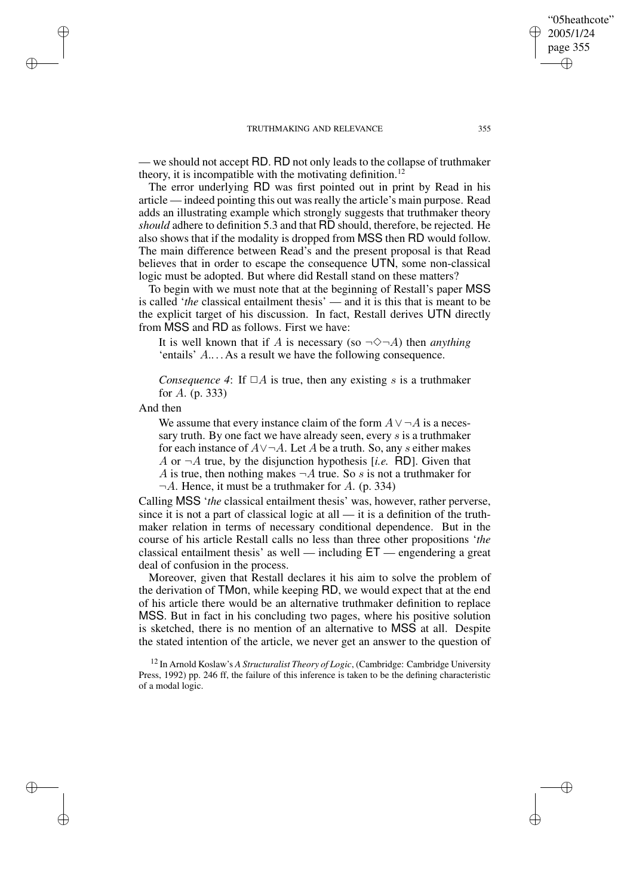— we should not accept RD. RD not only leads to the collapse of truthmaker theory, it is incompatible with the motivating definition.[12]

The error underlying RD was first pointed out in print by Read in his article — indeed pointing this out was really the article's main purpose. Read adds an illustrating example which strongly suggests that truthmaker theory *should* adhere to definition 5.3 and that RD should, therefore, be rejected. He also shows that if the modality is dropped from MSS then RD would follow. The main difference between Read's and the present proposal is that Read believes that in order to escape the consequence UTN, some non-classical logic must be adopted. But where did Restall stand on these matters?

To begin with we must note that at the beginning of Restall's paper MSS is called '*the* classical entailment thesis' — and it is this that is meant to be the explicit target of his discussion. In fact, Restall derives UTN directly from MSS and RD as follows. First we have:

> It is well known that if $A$ is necessary (so $\neg\Diamond\neg A$) then *anything* 'entails' $A$.. . . As a result we have the following consequence.
>
> *Consequence 4*: If $\Box A$ is true, then any existing $s$ is a truthmaker for $A$. (p. 333)

And then

> We assume that every instance claim of the form $A \vee \neg A$ is a necessary truth. By one fact we have already seen, every $s$ is a truthmaker for each instance of $A \vee \neg A$. Let $A$ be a truth. So, any $s$ either makes $A$ or $\neg A$ true, by the disjunction hypothesis [*i.e.* RD]. Given that $A$ is true, then nothing makes $\neg A$ true. So $s$ is not a truthmaker for $\neg A$. Hence, it must be a truthmaker for $A$. (p. 334)

Calling MSS '*the* classical entailment thesis' was, however, rather perverse, since it is not a part of classical logic at all — it is a definition of the truthmaker relation in terms of necessary conditional dependence. But in the course of his article Restall calls no less than three other propositions '*the* classical entailment thesis' as well — including ET — engendering a great deal of confusion in the process.

Moreover, given that Restall declares it his aim to solve the problem of the derivation of TMon, while keeping RD, we would expect that at the end of his article there would be an alternative truthmaker definition to replace MSS. But in fact in his concluding two pages, where his positive solution is sketched, there is no mention of an alternative to MSS at all. Despite the stated intention of the article, we never get an answer to the question of

[12] In Arnold Koslaw's *A Structuralist Theory of Logic*, (Cambridge: Cambridge University Press, 1992) pp. 246 ff, the failure of this inference is taken to be the defining characteristic of a modal logic.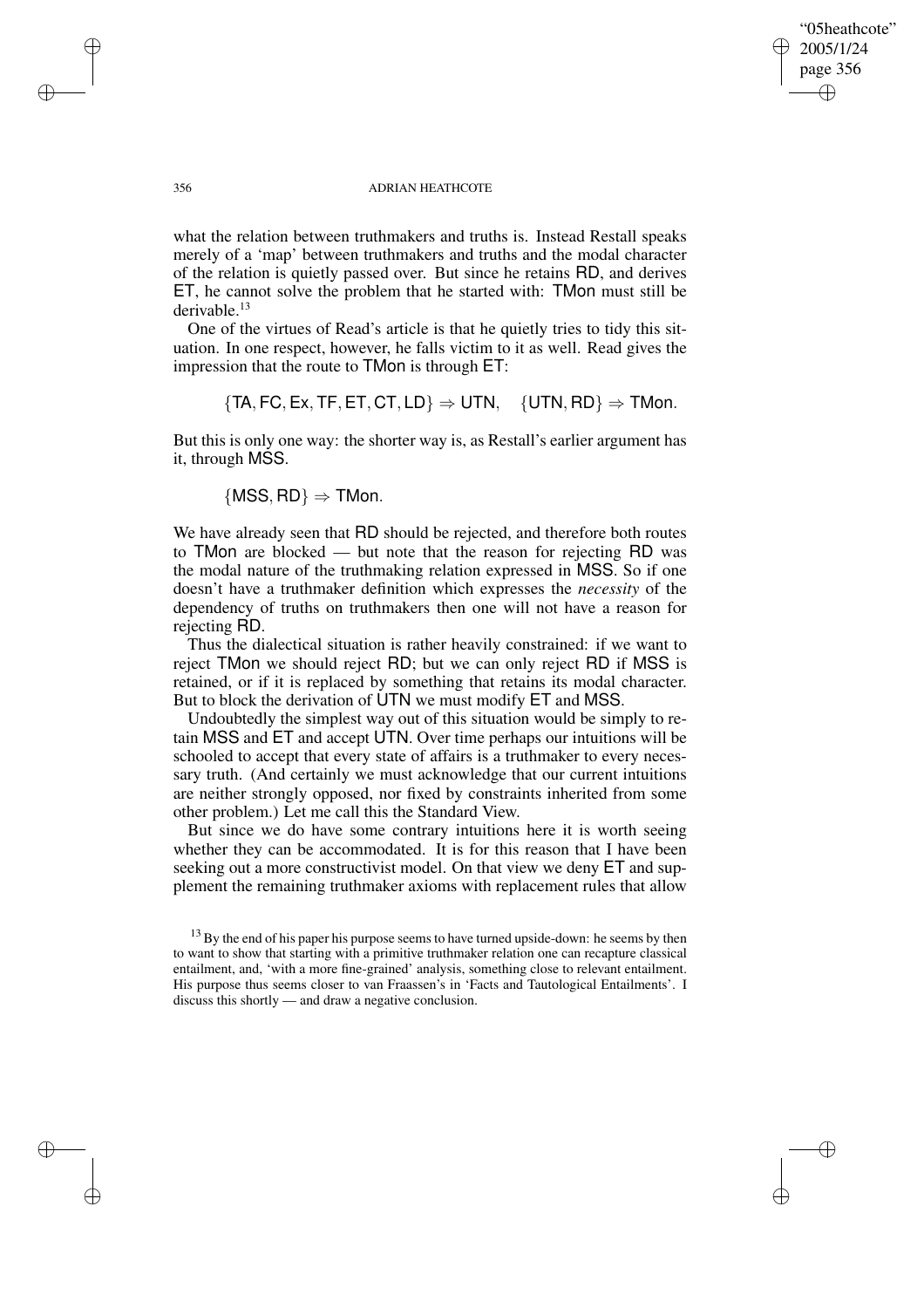what the relation between truthmakers and truths is. Instead Restall speaks merely of a 'map' between truthmakers and truths and the modal character of the relation is quietly passed over. But since he retains RD, and derives ET, he cannot solve the problem that he started with: TMon must still be derivable.[13]

One of the virtues of Read's article is that he quietly tries to tidy this situation. In one respect, however, he falls victim to it as well. Read gives the impression that the route to TMon is through ET:

$$\{\mathsf{TA}, \mathsf{FC}, \mathsf{Ex}, \mathsf{TF}, \mathsf{ET}, \mathsf{CT}, \mathsf{LD}\} \Rightarrow \mathsf{UTN}, \quad \{\mathsf{UTN}, \mathsf{RD}\} \Rightarrow \mathsf{TMon}.$$

But this is only one way: the shorter way is, as Restall's earlier argument has it, through MSS.

$$\{\mathsf{MSS}, \mathsf{RD}\} \Rightarrow \mathsf{TMon}.$$

We have already seen that RD should be rejected, and therefore both routes to TMon are blocked — but note that the reason for rejecting RD was the modal nature of the truthmaking relation expressed in MSS. So if one doesn't have a truthmaker definition which expresses the *necessity* of the dependency of truths on truthmakers then one will not have a reason for rejecting RD.

Thus the dialectical situation is rather heavily constrained: if we want to reject TMon we should reject RD; but we can only reject RD if MSS is retained, or if it is replaced by something that retains its modal character. But to block the derivation of UTN we must modify ET and MSS.

Undoubtedly the simplest way out of this situation would be simply to retain MSS and ET and accept UTN. Over time perhaps our intuitions will be schooled to accept that every state of affairs is a truthmaker to every necessary truth. (And certainly we must acknowledge that our current intuitions are neither strongly opposed, nor fixed by constraints inherited from some other problem.) Let me call this the Standard View.

But since we do have some contrary intuitions here it is worth seeing whether they can be accommodated. It is for this reason that I have been seeking out a more constructivist model. On that view we deny ET and supplement the remaining truthmaker axioms with replacement rules that allow

[13] By the end of his paper his purpose seems to have turned upside-down: he seems by then to want to show that starting with a primitive truthmaker relation one can recapture classical entailment, and, 'with a more fine-grained' analysis, something close to relevant entailment. His purpose thus seems closer to van Fraassen's in 'Facts and Tautological Entailments'. I discuss this shortly — and draw a negative conclusion.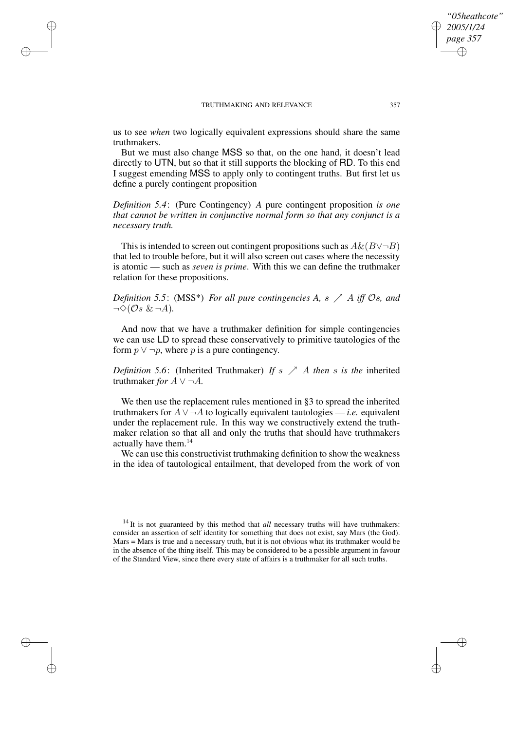us to see *when* two logically equivalent expressions should share the same truthmakers.

But we must also change MSS so that, on the one hand, it doesn't lead directly to UTN, but so that it still supports the blocking of RD. To this end I suggest emending MSS to apply only to contingent truths. But first let us define a purely contingent proposition

*Definition 5.4*: (Pure Contingency) *A* pure contingent proposition *is one that cannot be written in conjunctive normal form so that any conjunct is a necessary truth.*

This is intended to screen out contingent propositions such as $A\&(B\vee\neg B)$ that led to trouble before, but it will also screen out cases where the necessity is atomic — such as *seven is prime*. With this we can define the truthmaker relation for these propositions.

*Definition 5.5*: (MSS*) *For all pure contingencies A,* $s \nearrow A$ *iff* $\mathcal{O}s$*, and* $\neg\Diamond(\mathcal{O}s \,\&\, \neg A)$.

And now that we have a truthmaker definition for simple contingencies we can use LD to spread these conservatively to primitive tautologies of the form $p \vee \neg p$, where $p$ is a pure contingency.

*Definition 5.6*: (Inherited Truthmaker) *If* $s \nearrow A$ *then* $s$ *is the* inherited truthmaker *for* $A \vee \neg A$*.*

We then use the replacement rules mentioned in §3 to spread the inherited truthmakers for $A \vee \neg A$ to logically equivalent tautologies — *i.e.* equivalent under the replacement rule. In this way we constructively extend the truthmaker relation so that all and only the truths that should have truthmakers actually have them.[14]

We can use this constructivist truthmaking definition to show the weakness in the idea of tautological entailment, that developed from the work of von

[14] It is not guaranteed by this method that *all* necessary truths will have truthmakers: consider an assertion of self identity for something that does not exist, say Mars (the God). Mars = Mars is true and a necessary truth, but it is not obvious what its truthmaker would be in the absence of the thing itself. This may be considered to be a possible argument in favour of the Standard View, since there every state of affairs is a truthmaker for all such truths.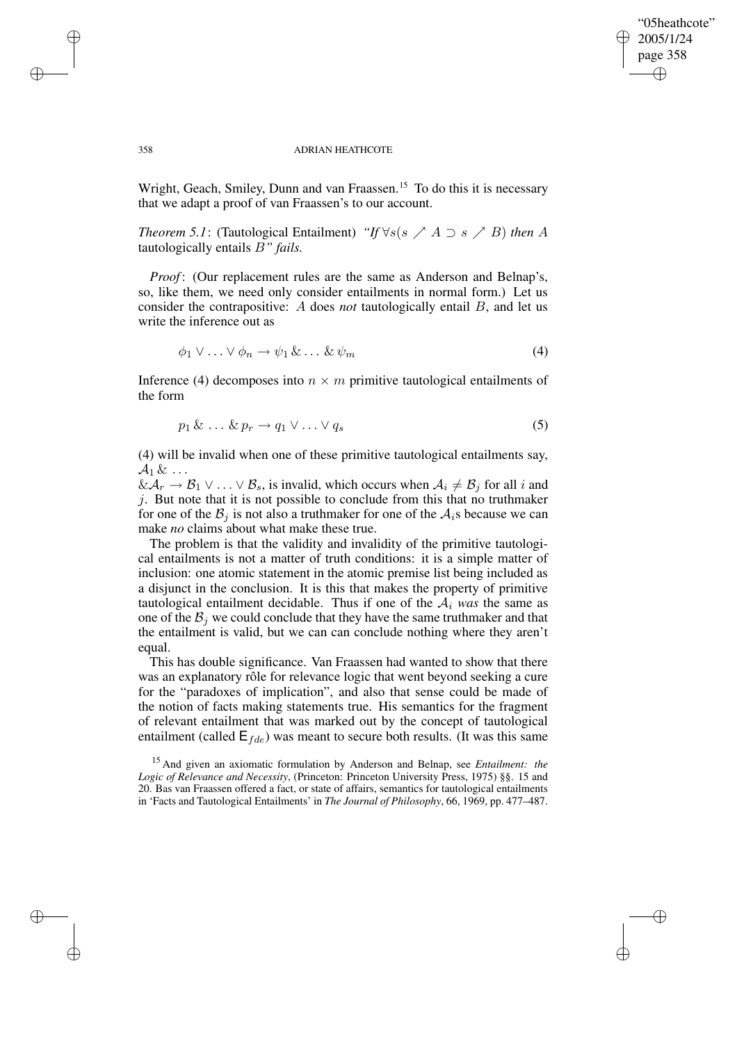Wright, Geach, Smiley, Dunn and van Fraassen.[15] To do this it is necessary that we adapt a proof of van Fraassen's to our account.

*Theorem 5.1*: (Tautological Entailment) *"If* $\forall s(s \nearrow A \supset s \nearrow B)$ *then* $A$ tautologically entails $B$*" fails.*

*Proof*: (Our replacement rules are the same as Anderson and Belnap's, so, like them, we need only consider entailments in normal form.) Let us consider the contrapositive: $A$ does *not* tautologically entail $B$, and let us write the inference out as

$$\phi_1 \vee \ldots \vee \phi_n \rightarrow \psi_1 \,\&\, \ldots \,\&\, \psi_m \tag{4}$$

Inference (4) decomposes into $n \times m$ primitive tautological entailments of the form

$$p_1 \,\&\, \ldots \,\&\, p_r \rightarrow q_1 \vee \ldots \vee q_s \tag{5}$$

(4) will be invalid when one of these primitive tautological entailments say, $\mathcal{A}_1 \,\&\, \ldots$
$\&\mathcal{A}_r \rightarrow \mathcal{B}_1 \vee \ldots \vee \mathcal{B}_s$, is invalid, which occurs when $\mathcal{A}_i \neq \mathcal{B}_j$ for all $i$ and $j$. But note that it is not possible to conclude from this that no truthmaker for one of the $\mathcal{B}_j$ is not also a truthmaker for one of the $\mathcal{A}_i$s because we can make *no* claims about what make these true.

The problem is that the validity and invalidity of the primitive tautological entailments is not a matter of truth conditions: it is a simple matter of inclusion: one atomic statement in the atomic premise list being included as a disjunct in the conclusion. It is this that makes the property of primitive tautological entailment decidable. Thus if one of the $\mathcal{A}_i$ *was* the same as one of the $\mathcal{B}_j$ we could conclude that they have the same truthmaker and that the entailment is valid, but we can can conclude nothing where they aren't equal.

This has double significance. Van Fraassen had wanted to show that there was an explanatory rôle for relevance logic that went beyond seeking a cure for the "paradoxes of implication", and also that sense could be made of the notion of facts making statements true. His semantics for the fragment of relevant entailment that was marked out by the concept of tautological entailment (called $\mathsf{E}_{fde}$) was meant to secure both results. (It was this same

[15] And given an axiomatic formulation by Anderson and Belnap, see *Entailment: the Logic of Relevance and Necessity*, (Princeton: Princeton University Press, 1975) §§. 15 and 20. Bas van Fraassen offered a fact, or state of affairs, semantics for tautological entailments in 'Facts and Tautological Entailments' in *The Journal of Philosophy*, 66, 1969, pp. 477–487.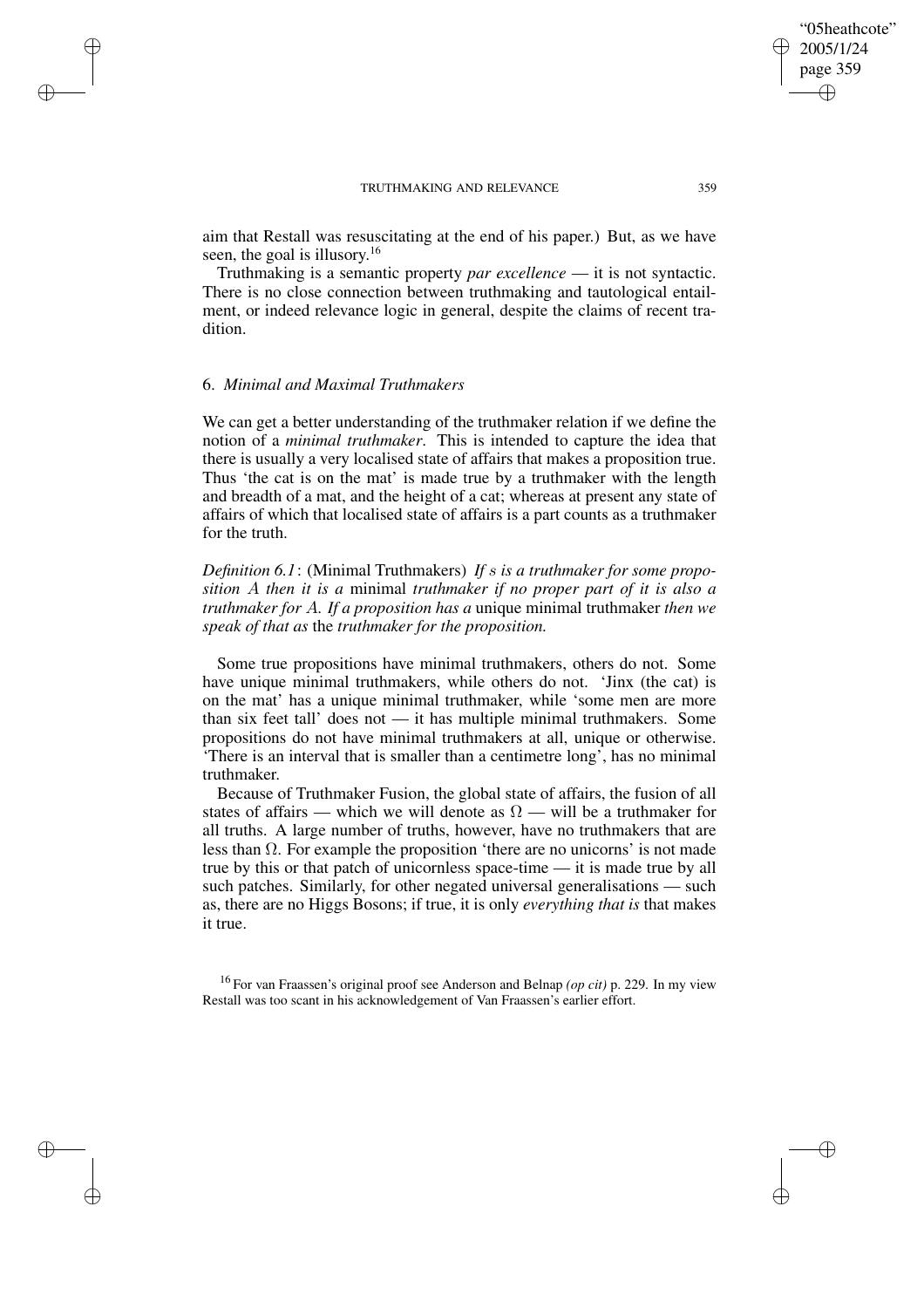aim that Restall was resuscitating at the end of his paper.) But, as we have seen, the goal is illusory.[16]

Truthmaking is a semantic property *par excellence* — it is not syntactic. There is no close connection between truthmaking and tautological entailment, or indeed relevance logic in general, despite the claims of recent tradition.

## 6. *Minimal and Maximal Truthmakers*

We can get a better understanding of the truthmaker relation if we define the notion of a *minimal truthmaker*. This is intended to capture the idea that there is usually a very localised state of affairs that makes a proposition true. Thus 'the cat is on the mat' is made true by a truthmaker with the length and breadth of a mat, and the height of a cat; whereas at present any state of affairs of which that localised state of affairs is a part counts as a truthmaker for the truth.

*Definition 6.1*: (Minimal Truthmakers) *If $s$ is a truthmaker for some proposition $A$ then it is a* minimal *truthmaker if no proper part of it is also a truthmaker for $A$. If a proposition has a* unique minimal truthmaker *then we speak of that as* the *truthmaker for the proposition.*

Some true propositions have minimal truthmakers, others do not. Some have unique minimal truthmakers, while others do not. 'Jinx (the cat) is on the mat' has a unique minimal truthmaker, while 'some men are more than six feet tall' does not — it has multiple minimal truthmakers. Some propositions do not have minimal truthmakers at all, unique or otherwise. 'There is an interval that is smaller than a centimetre long', has no minimal truthmaker.

Because of Truthmaker Fusion, the global state of affairs, the fusion of all states of affairs — which we will denote as $\Omega$ — will be a truthmaker for all truths. A large number of truths, however, have no truthmakers that are less than $\Omega$. For example the proposition 'there are no unicorns' is not made true by this or that patch of unicornless space-time — it is made true by all such patches. Similarly, for other negated universal generalisations — such as, there are no Higgs Bosons; if true, it is only *everything that is* that makes it true.

[16] For van Fraassen's original proof see Anderson and Belnap *(op cit)* p. 229. In my view Restall was too scant in his acknowledgement of Van Fraassen's earlier effort.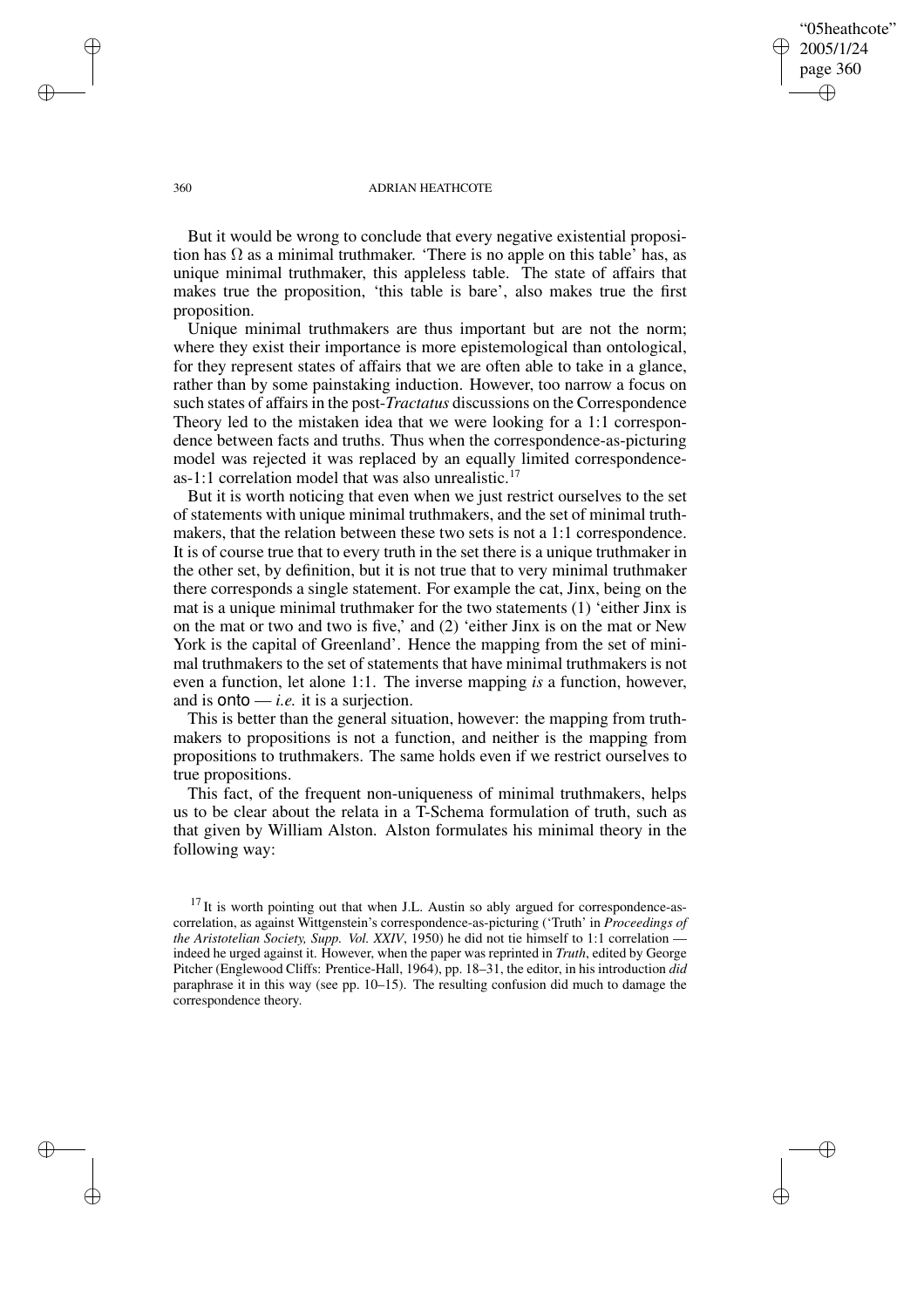But it would be wrong to conclude that every negative existential proposition has $\Omega$ as a minimal truthmaker. 'There is no apple on this table' has, as unique minimal truthmaker, this appleless table. The state of affairs that makes true the proposition, 'this table is bare', also makes true the first proposition.

Unique minimal truthmakers are thus important but are not the norm; where they exist their importance is more epistemological than ontological, for they represent states of affairs that we are often able to take in a glance, rather than by some painstaking induction. However, too narrow a focus on such states of affairs in the post-*Tractatus* discussions on the Correspondence Theory led to the mistaken idea that we were looking for a 1:1 correspondence between facts and truths. Thus when the correspondence-as-picturing model was rejected it was replaced by an equally limited correspondence-as-1:1 correlation model that was also unrealistic.[17]

But it is worth noticing that even when we just restrict ourselves to the set of statements with unique minimal truthmakers, and the set of minimal truthmakers, that the relation between these two sets is not a 1:1 correspondence. It is of course true that to every truth in the set there is a unique truthmaker in the other set, by definition, but it is not true that to very minimal truthmaker there corresponds a single statement. For example the cat, Jinx, being on the mat is a unique minimal truthmaker for the two statements (1) 'either Jinx is on the mat or two and two is five,' and (2) 'either Jinx is on the mat or New York is the capital of Greenland'. Hence the mapping from the set of minimal truthmakers to the set of statements that have minimal truthmakers is not even a function, let alone 1:1. The inverse mapping *is* a function, however, and is onto — *i.e.* it is a surjection.

This is better than the general situation, however: the mapping from truthmakers to propositions is not a function, and neither is the mapping from propositions to truthmakers. The same holds even if we restrict ourselves to true propositions.

This fact, of the frequent non-uniqueness of minimal truthmakers, helps us to be clear about the relata in a T-Schema formulation of truth, such as that given by William Alston. Alston formulates his minimal theory in the following way:

[17] It is worth pointing out that when J.L. Austin so ably argued for correspondence-as-correlation, as against Wittgenstein's correspondence-as-picturing ('Truth' in *Proceedings of the Aristotelian Society, Supp. Vol. XXIV*, 1950) he did not tie himself to 1:1 correlation — indeed he urged against it. However, when the paper was reprinted in *Truth*, edited by George Pitcher (Englewood Cliffs: Prentice-Hall, 1964), pp. 18–31, the editor, in his introduction *did* paraphrase it in this way (see pp. 10–15). The resulting confusion did much to damage the correspondence theory.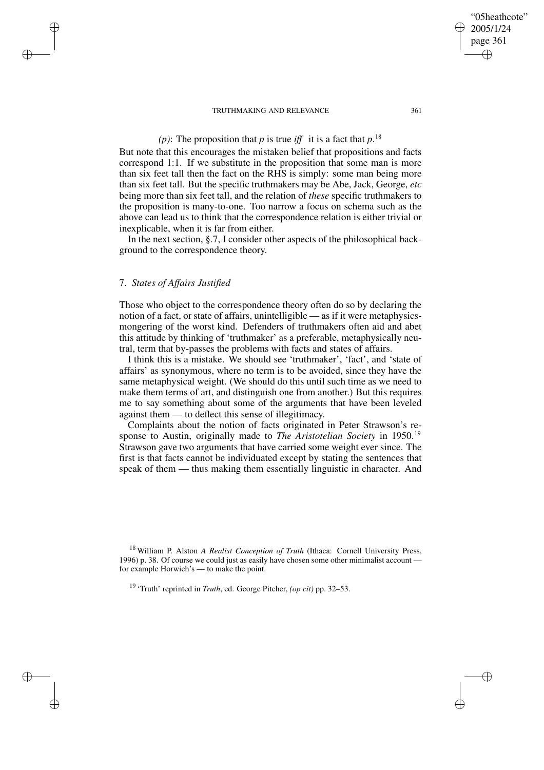*(p)*: The proposition that $p$ is true *iff* it is a fact that $p$.[18]

But note that this encourages the mistaken belief that propositions and facts correspond 1:1. If we substitute in the proposition that some man is more than six feet tall then the fact on the RHS is simply: some man being more than six feet tall. But the specific truthmakers may be Abe, Jack, George, *etc* being more than six feet tall, and the relation of *these* specific truthmakers to the proposition is many-to-one. Too narrow a focus on schema such as the above can lead us to think that the correspondence relation is either trivial or inexplicable, when it is far from either.

In the next section, §.7, I consider other aspects of the philosophical background to the correspondence theory.

## 7. *States of Affairs Justified*

Those who object to the correspondence theory often do so by declaring the notion of a fact, or state of affairs, unintelligible — as if it were metaphysics-mongering of the worst kind. Defenders of truthmakers often aid and abet this attitude by thinking of 'truthmaker' as a preferable, metaphysically neutral, term that by-passes the problems with facts and states of affairs.

I think this is a mistake. We should see 'truthmaker', 'fact', and 'state of affairs' as synonymous, where no term is to be avoided, since they have the same metaphysical weight. (We should do this until such time as we need to make them terms of art, and distinguish one from another.) But this requires me to say something about some of the arguments that have been leveled against them — to deflect this sense of illegitimacy.

Complaints about the notion of facts originated in Peter Strawson's response to Austin, originally made to *The Aristotelian Society* in 1950.[19] Strawson gave two arguments that have carried some weight ever since. The first is that facts cannot be individuated except by stating the sentences that speak of them — thus making them essentially linguistic in character. And

[18] William P. Alston *A Realist Conception of Truth* (Ithaca: Cornell University Press, 1996) p. 38. Of course we could just as easily have chosen some other minimalist account — for example Horwich's — to make the point.

[19] 'Truth' reprinted in *Truth*, ed. George Pitcher, *(op cit)* pp. 32–53.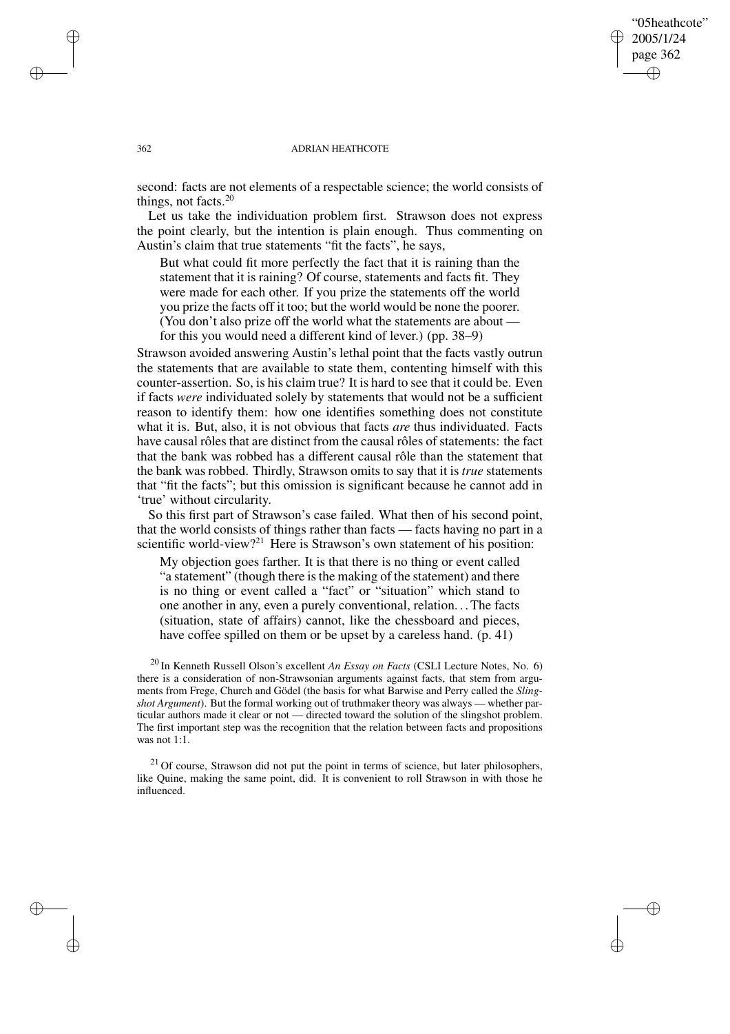second: facts are not elements of a respectable science; the world consists of things, not facts.[20]

Let us take the individuation problem first. Strawson does not express the point clearly, but the intention is plain enough. Thus commenting on Austin's claim that true statements "fit the facts", he says,

> But what could fit more perfectly the fact that it is raining than the statement that it is raining? Of course, statements and facts fit. They were made for each other. If you prize the statements off the world you prize the facts off it too; but the world would be none the poorer. (You don't also prize off the world what the statements are about — for this you would need a different kind of lever.) (pp. 38–9)

Strawson avoided answering Austin's lethal point that the facts vastly outrun the statements that are available to state them, contenting himself with this counter-assertion. So, is his claim true? It is hard to see that it could be. Even if facts *were* individuated solely by statements that would not be a sufficient reason to identify them: how one identifies something does not constitute what it is. But, also, it is not obvious that facts *are* thus individuated. Facts have causal rôles that are distinct from the causal rôles of statements: the fact that the bank was robbed has a different causal rôle than the statement that the bank was robbed. Thirdly, Strawson omits to say that it is *true* statements that "fit the facts"; but this omission is significant because he cannot add in 'true' without circularity.

So this first part of Strawson's case failed. What then of his second point, that the world consists of things rather than facts — facts having no part in a scientific world-view?[21] Here is Strawson's own statement of his position:

> My objection goes farther. It is that there is no thing or event called "a statement" (though there is the making of the statement) and there is no thing or event called a "fact" or "situation" which stand to one another in any, even a purely conventional, relation... The facts (situation, state of affairs) cannot, like the chessboard and pieces, have coffee spilled on them or be upset by a careless hand. (p. 41)

[20] In Kenneth Russell Olson's excellent *An Essay on Facts* (CSLI Lecture Notes, No. 6) there is a consideration of non-Strawsonian arguments against facts, that stem from arguments from Frege, Church and Gödel (the basis for what Barwise and Perry called the *Slingshot Argument*). But the formal working out of truthmaker theory was always — whether particular authors made it clear or not — directed toward the solution of the slingshot problem. The first important step was the recognition that the relation between facts and propositions was not 1:1.

[21] Of course, Strawson did not put the point in terms of science, but later philosophers, like Quine, making the same point, did. It is convenient to roll Strawson in with those he influenced.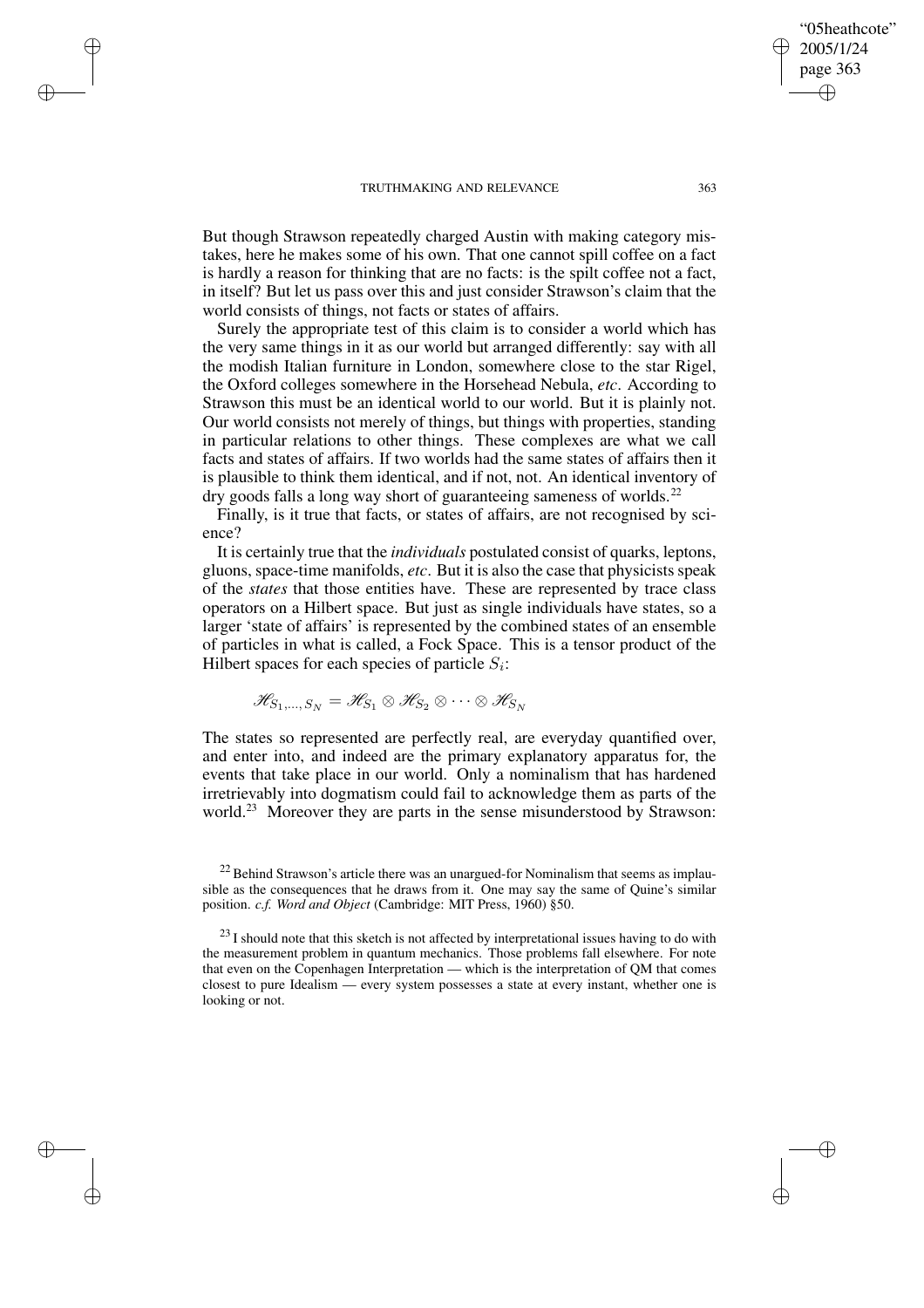But though Strawson repeatedly charged Austin with making category mistakes, here he makes some of his own. That one cannot spill coffee on a fact is hardly a reason for thinking that are no facts: is the spilt coffee not a fact, in itself? But let us pass over this and just consider Strawson's claim that the world consists of things, not facts or states of affairs.

Surely the appropriate test of this claim is to consider a world which has the very same things in it as our world but arranged differently: say with all the modish Italian furniture in London, somewhere close to the star Rigel, the Oxford colleges somewhere in the Horsehead Nebula, *etc*. According to Strawson this must be an identical world to our world. But it is plainly not. Our world consists not merely of things, but things with properties, standing in particular relations to other things. These complexes are what we call facts and states of affairs. If two worlds had the same states of affairs then it is plausible to think them identical, and if not, not. An identical inventory of dry goods falls a long way short of guaranteeing sameness of worlds.[22]

Finally, is it true that facts, or states of affairs, are not recognised by science?

It is certainly true that the *individuals* postulated consist of quarks, leptons, gluons, space-time manifolds, *etc*. But it is also the case that physicists speak of the *states* that those entities have. These are represented by trace class operators on a Hilbert space. But just as single individuals have states, so a larger 'state of affairs' is represented by the combined states of an ensemble of particles in what is called, a Fock Space. This is a tensor product of the Hilbert spaces for each species of particle $S_i$:

$$\mathscr{H}_{S_1,\ldots,S_N} = \mathscr{H}_{S_1} \otimes \mathscr{H}_{S_2} \otimes \cdots \otimes \mathscr{H}_{S_N}$$

The states so represented are perfectly real, are everyday quantified over, and enter into, and indeed are the primary explanatory apparatus for, the events that take place in our world. Only a nominalism that has hardened irretrievably into dogmatism could fail to acknowledge them as parts of the world.[23] Moreover they are parts in the sense misunderstood by Strawson:

[22] Behind Strawson's article there was an unargued-for Nominalism that seems as implausible as the consequences that he draws from it. One may say the same of Quine's similar position. *c.f. Word and Object* (Cambridge: MIT Press, 1960) §50.

[23] I should note that this sketch is not affected by interpretational issues having to do with the measurement problem in quantum mechanics. Those problems fall elsewhere. For note that even on the Copenhagen Interpretation — which is the interpretation of QM that comes closest to pure Idealism — every system possesses a state at every instant, whether one is looking or not.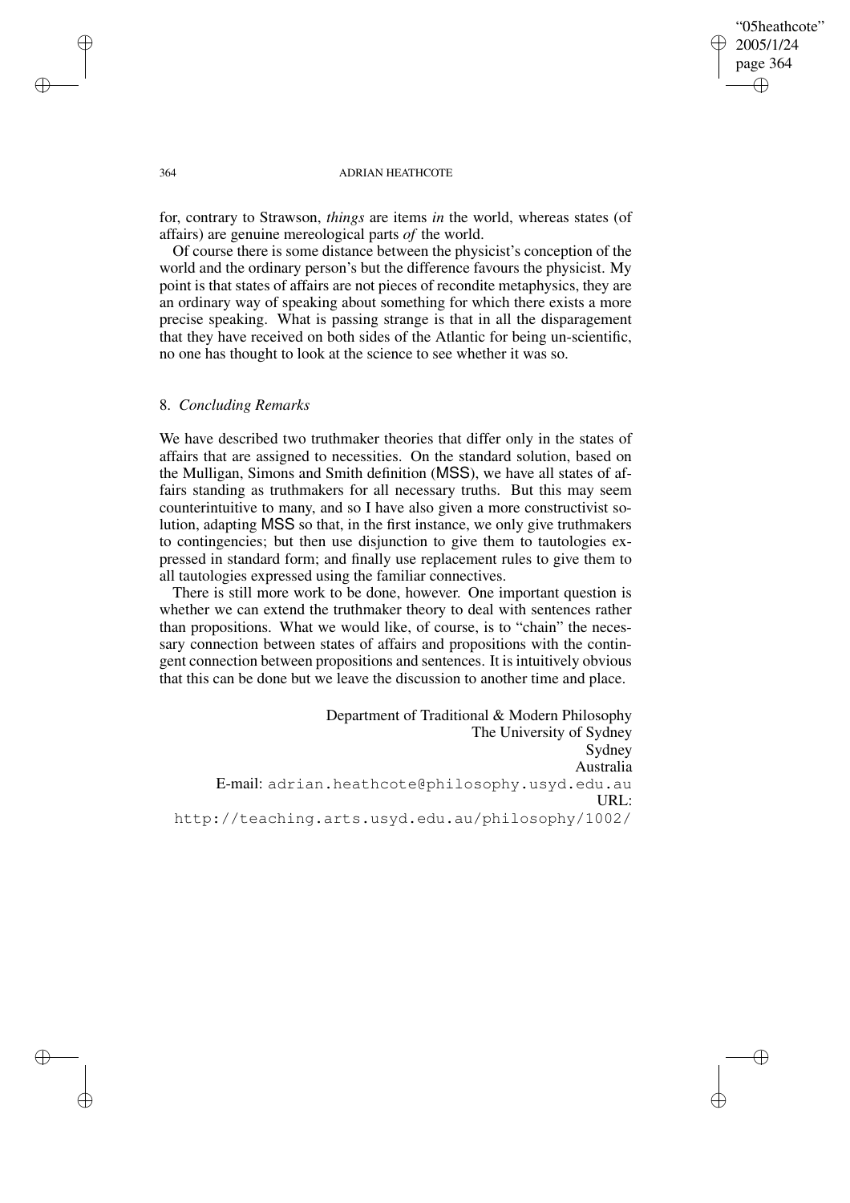for, contrary to Strawson, *things* are items *in* the world, whereas states (of affairs) are genuine mereological parts *of* the world.

Of course there is some distance between the physicist's conception of the world and the ordinary person's but the difference favours the physicist. My point is that states of affairs are not pieces of recondite metaphysics, they are an ordinary way of speaking about something for which there exists a more precise speaking. What is passing strange is that in all the disparagement that they have received on both sides of the Atlantic for being un-scientific, no one has thought to look at the science to see whether it was so.

## 8. *Concluding Remarks*

We have described two truthmaker theories that differ only in the states of affairs that are assigned to necessities. On the standard solution, based on the Mulligan, Simons and Smith definition (MSS), we have all states of affairs standing as truthmakers for all necessary truths. But this may seem counterintuitive to many, and so I have also given a more constructivist solution, adapting MSS so that, in the first instance, we only give truthmakers to contingencies; but then use disjunction to give them to tautologies expressed in standard form; and finally use replacement rules to give them to all tautologies expressed using the familiar connectives.

There is still more work to be done, however. One important question is whether we can extend the truthmaker theory to deal with sentences rather than propositions. What we would like, of course, is to "chain" the necessary connection between states of affairs and propositions with the contingent connection between propositions and sentences. It is intuitively obvious that this can be done but we leave the discussion to another time and place.

Department of Traditional & Modern Philosophy
The University of Sydney
Sydney
Australia
E-mail: adrian.heathcote@philosophy.usyd.edu.au
URL:
http://teaching.arts.usyd.edu.au/philosophy/1002/